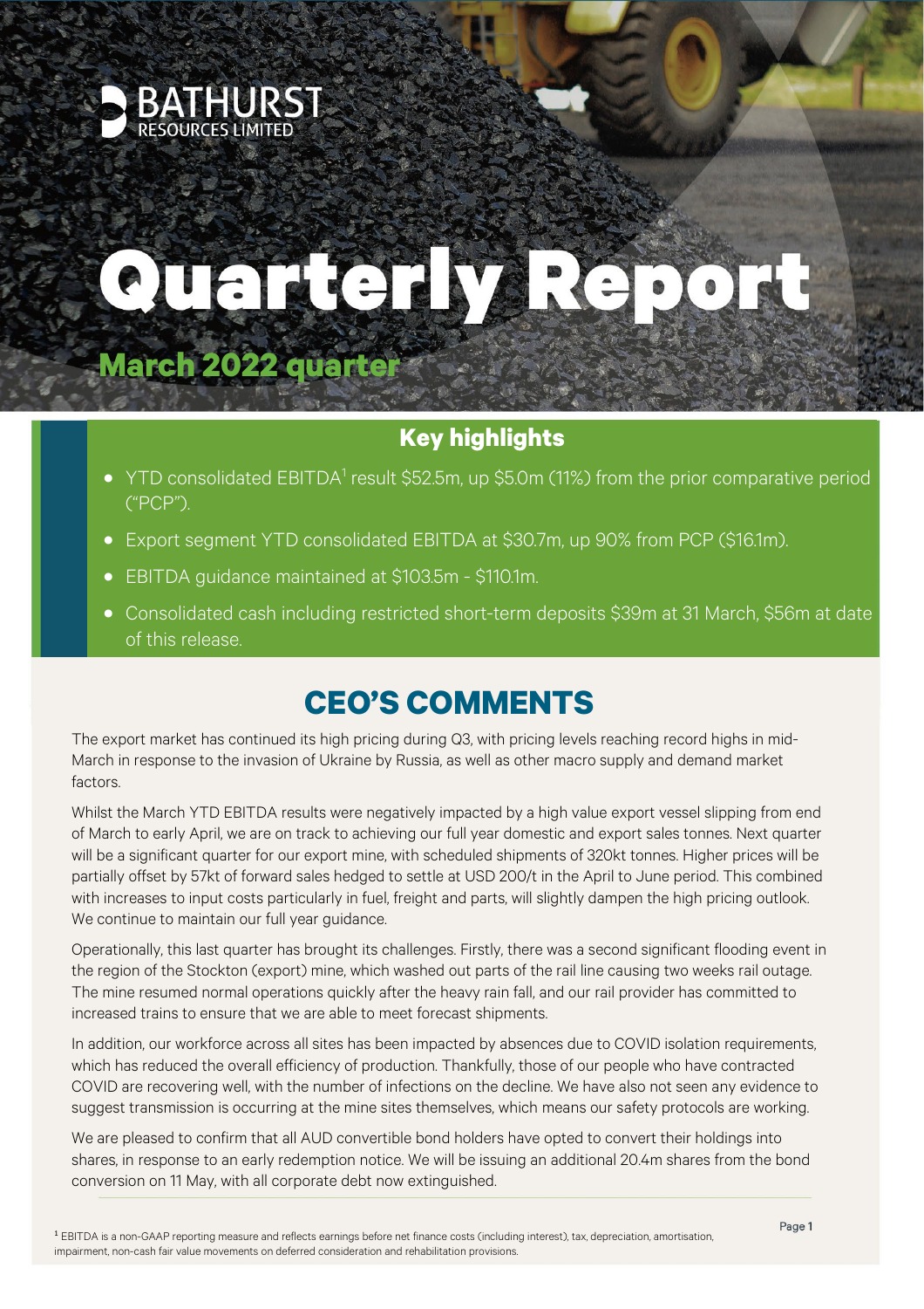# BATHURST RESOURCES LIMITED

# Quarterly Report

## March 2022 quarter

### Key highlights

- YTD consolidated EBITDA[1] result $52.5m, up $5.0m (11%) from the prior comparative period ("PCP").
- Export segment YTD consolidated EBITDA at $30.7m, up 90% from PCP ($16.1m).
- EBITDA guidance maintained at $103.5m - $110.1m.
- Consolidated cash including restricted short-term deposits $39m at 31 March, $56m at date of this release.

## CEO'S COMMENTS

The export market has continued its high pricing during Q3, with pricing levels reaching record highs in mid-March in response to the invasion of Ukraine by Russia, as well as other macro supply and demand market factors.

Whilst the March YTD EBITDA results were negatively impacted by a high value export vessel slipping from end of March to early April, we are on track to achieving our full year domestic and export sales tonnes. Next quarter will be a significant quarter for our export mine, with scheduled shipments of 320kt tonnes. Higher prices will be partially offset by 57kt of forward sales hedged to settle at USD 200/t in the April to June period. This combined with increases to input costs particularly in fuel, freight and parts, will slightly dampen the high pricing outlook. We continue to maintain our full year guidance.

Operationally, this last quarter has brought its challenges. Firstly, there was a second significant flooding event in the region of the Stockton (export) mine, which washed out parts of the rail line causing two weeks rail outage. The mine resumed normal operations quickly after the heavy rain fall, and our rail provider has committed to increased trains to ensure that we are able to meet forecast shipments.

In addition, our workforce across all sites has been impacted by absences due to COVID isolation requirements, which has reduced the overall efficiency of production. Thankfully, those of our people who have contracted COVID are recovering well, with the number of infections on the decline. We have also not seen any evidence to suggest transmission is occurring at the mine sites themselves, which means our safety protocols are working.

We are pleased to confirm that all AUD convertible bond holders have opted to convert their holdings into shares, in response to an early redemption notice. We will be issuing an additional 20.4m shares from the bond conversion on 11 May, with all corporate debt now extinguished.

[1] EBITDA is a non-GAAP reporting measure and reflects earnings before net finance costs (including interest), tax, depreciation, amortisation, impairment, non-cash fair value movements on deferred consideration and rehabilitation provisions.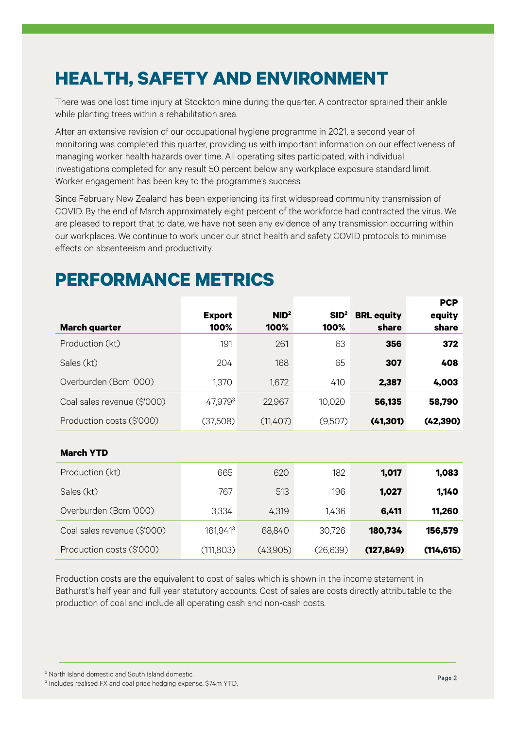# HEALTH, SAFETY AND ENVIRONMENT

There was one lost time injury at Stockton mine during the quarter. A contractor sprained their ankle while planting trees within a rehabilitation area.

After an extensive revision of our occupational hygiene programme in 2021, a second year of monitoring was completed this quarter, providing us with important information on our effectiveness of managing worker health hazards over time. All operating sites participated, with individual investigations completed for any result 50 percent below any workplace exposure standard limit. Worker engagement has been key to the programme's success.

Since February New Zealand has been experiencing its first widespread community transmission of COVID. By the end of March approximately eight percent of the workforce had contracted the virus. We are pleased to report that to date, we have not seen any evidence of any transmission occurring within our workplaces. We continue to work under our strict health and safety COVID protocols to minimise effects on absenteeism and productivity.

# PERFORMANCE METRICS

| **March quarter** | **Export 100%** | **NID[2] 100%** | **SID[2] 100%** | **BRL equity share** | **PCP equity share** |
|---|---|---|---|---|---|
| Production (kt) | 191 | 261 | 63 | **356** | **372** |
| Sales (kt) | 204 | 168 | 65 | **307** | **408** |
| Overburden (Bcm '000) | 1,370 | 1,672 | 410 | **2,387** | **4,003** |
| Coal sales revenue ($'000) | 47,979[3] | 22,967 | 10,020 | **56,135** | **58,790** |
| Production costs ($'000) | (37,508) | (11,407) | (9,507) | **(41,301)** | **(42,390)** |
| **March YTD** | | | | | |
| Production (kt) | 665 | 620 | 182 | **1,017** | **1,083** |
| Sales (kt) | 767 | 513 | 196 | **1,027** | **1,140** |
| Overburden (Bcm '000) | 3,334 | 4,319 | 1,436 | **6,411** | **11,260** |
| Coal sales revenue ($'000) | 161,941[3] | 68,840 | 30,726 | **180,734** | **156,579** |
| Production costs ($'000) | (111,803) | (43,905) | (26,639) | **(127,849)** | **(114,615)** |

Production costs are the equivalent to cost of sales which is shown in the income statement in Bathurst's half year and full year statutory accounts. Cost of sales are costs directly attributable to the production of coal and include all operating cash and non-cash costs.

[2] North Island domestic and South Island domestic.

[3] Includes realised FX and coal price hedging expense, $74m YTD.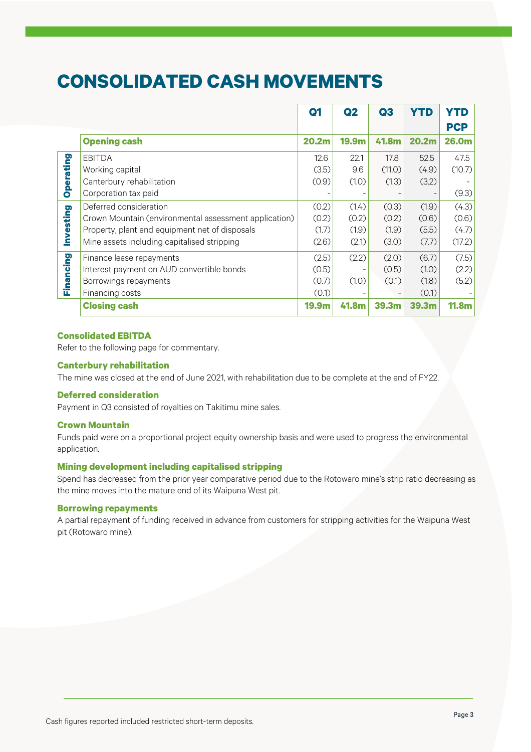# CONSOLIDATED CASH MOVEMENTS

| | | Q1 | Q2 | Q3 | YTD | YTD PCP |
|---|---|---|---|---|---|---|
| | **Opening cash** | **20.2m** | **19.9m** | **41.8m** | **20.2m** | **26.0m** |
| Operating | EBITDA | 12.6 | 22.1 | 17.8 | 52.5 | 47.5 |
| | Working capital | (3.5) | 9.6 | (11.0) | (4.9) | (10.7) |
| | Canterbury rehabilitation | (0.9) | (1.0) | (1.3) | (3.2) | - |
| | Corporation tax paid | - | - | - | - | (9.3) |
| Investing | Deferred consideration | (0.2) | (1.4) | (0.3) | (1.9) | (4.3) |
| | Crown Mountain (environmental assessment application) | (0.2) | (0.2) | (0.2) | (0.6) | (0.6) |
| | Property, plant and equipment net of disposals | (1.7) | (1.9) | (1.9) | (5.5) | (4.7) |
| | Mine assets including capitalised stripping | (2.6) | (2.1) | (3.0) | (7.7) | (17.2) |
| Financing | Finance lease repayments | (2.5) | (2.2) | (2.0) | (6.7) | (7.5) |
| | Interest payment on AUD convertible bonds | (0.5) | - | (0.5) | (1.0) | (2.2) |
| | Borrowings repayments | (0.7) | (1.0) | (0.1) | (1.8) | (5.2) |
| | Financing costs | (0.1) | - | - | (0.1) | - |
| | **Closing cash** | **19.9m** | **41.8m** | **39.3m** | **39.3m** | **11.8m** |

### Consolidated EBITDA

Refer to the following page for commentary.

### Canterbury rehabilitation

The mine was closed at the end of June 2021, with rehabilitation due to be complete at the end of FY22.

### Deferred consideration

Payment in Q3 consisted of royalties on Takitimu mine sales.

### Crown Mountain

Funds paid were on a proportional project equity ownership basis and were used to progress the environmental application.

### Mining development including capitalised stripping

Spend has decreased from the prior year comparative period due to the Rotowaro mine's strip ratio decreasing as the mine moves into the mature end of its Waipuna West pit.

### Borrowing repayments

A partial repayment of funding received in advance from customers for stripping activities for the Waipuna West pit (Rotowaro mine).

Cash figures reported included restricted short-term deposits.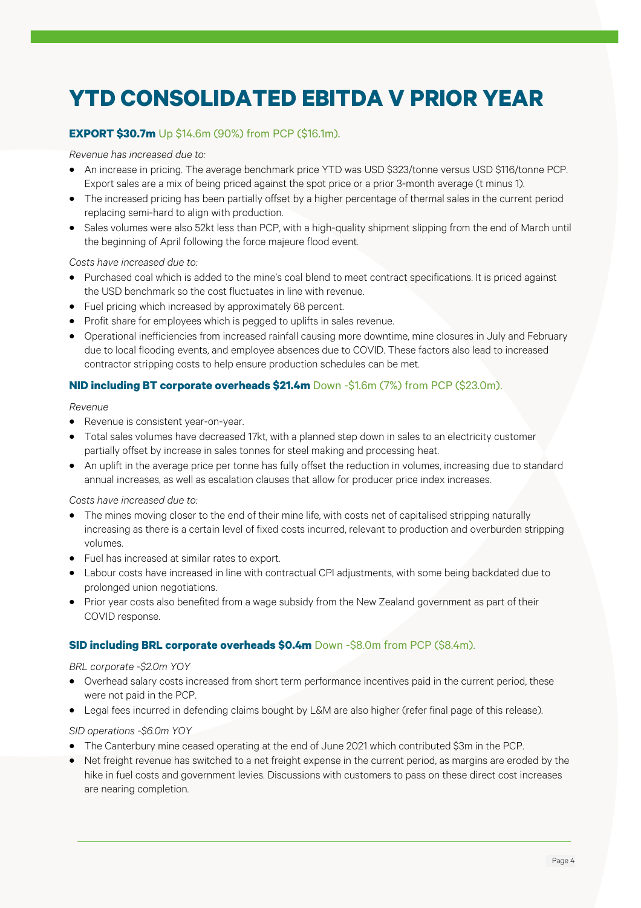# YTD CONSOLIDATED EBITDA V PRIOR YEAR

### **EXPORT $30.7m** Up $14.6m (90%) from PCP ($16.1m).

*Revenue has increased due to:*

- An increase in pricing. The average benchmark price YTD was USD $323/tonne versus USD $116/tonne PCP. Export sales are a mix of being priced against the spot price or a prior 3-month average (t minus 1).
- The increased pricing has been partially offset by a higher percentage of thermal sales in the current period replacing semi-hard to align with production.
- Sales volumes were also 52kt less than PCP, with a high-quality shipment slipping from the end of March until the beginning of April following the force majeure flood event.

*Costs have increased due to:*

- Purchased coal which is added to the mine's coal blend to meet contract specifications. It is priced against the USD benchmark so the cost fluctuates in line with revenue.
- Fuel pricing which increased by approximately 68 percent.
- Profit share for employees which is pegged to uplifts in sales revenue.
- Operational inefficiencies from increased rainfall causing more downtime, mine closures in July and February due to local flooding events, and employee absences due to COVID. These factors also lead to increased contractor stripping costs to help ensure production schedules can be met.

### **NID including BT corporate overheads $21.4m** Down -$1.6m (7%) from PCP ($23.0m).

*Revenue*

- Revenue is consistent year-on-year.
- Total sales volumes have decreased 17kt, with a planned step down in sales to an electricity customer partially offset by increase in sales tonnes for steel making and processing heat.
- An uplift in the average price per tonne has fully offset the reduction in volumes, increasing due to standard annual increases, as well as escalation clauses that allow for producer price index increases.

*Costs have increased due to:*

- The mines moving closer to the end of their mine life, with costs net of capitalised stripping naturally increasing as there is a certain level of fixed costs incurred, relevant to production and overburden stripping volumes.
- Fuel has increased at similar rates to export.
- Labour costs have increased in line with contractual CPI adjustments, with some being backdated due to prolonged union negotiations.
- Prior year costs also benefited from a wage subsidy from the New Zealand government as part of their COVID response.

### **SID including BRL corporate overheads $0.4m** Down -$8.0m from PCP ($8.4m).

*BRL corporate -$2.0m YOY*

- Overhead salary costs increased from short term performance incentives paid in the current period, these were not paid in the PCP.
- Legal fees incurred in defending claims bought by L&M are also higher (refer final page of this release).

*SID operations -$6.0m YOY*

- The Canterbury mine ceased operating at the end of June 2021 which contributed $3m in the PCP.
- Net freight revenue has switched to a net freight expense in the current period, as margins are eroded by the hike in fuel costs and government levies. Discussions with customers to pass on these direct cost increases are nearing completion.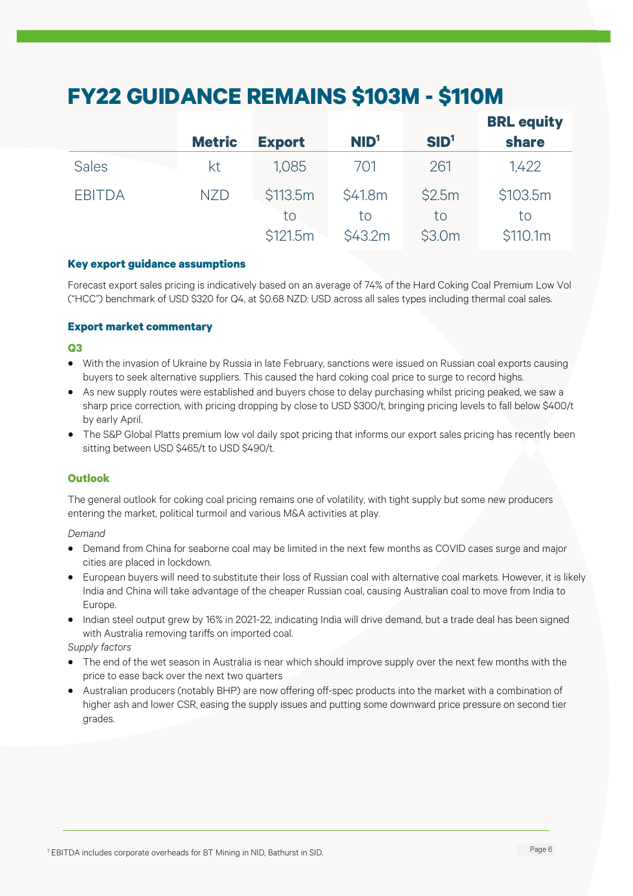# FY22 GUIDANCE REMAINS $103M - $110M

| | Metric | Export | NID[1] | SID[1] | BRL equity share |
|---|---|---|---|---|---|
| Sales | kt | 1,085 | 701 | 261 | 1,422 |
| EBITDA | NZD | $113.5m to $121.5m | $41.8m to $43.2m | $2.5m to $3.0m | $103.5m to $110.1m |

### Key export guidance assumptions

Forecast export sales pricing is indicatively based on an average of 74% of the Hard Coking Coal Premium Low Vol ("HCC") benchmark of USD $320 for Q4, at $0.68 NZD: USD across all sales types including thermal coal sales.

### Export market commentary

#### Q3

- With the invasion of Ukraine by Russia in late February, sanctions were issued on Russian coal exports causing buyers to seek alternative suppliers. This caused the hard coking coal price to surge to record highs.
- As new supply routes were established and buyers chose to delay purchasing whilst pricing peaked, we saw a sharp price correction, with pricing dropping by close to USD $300/t, bringing pricing levels to fall below $400/t by early April.
- The S&P Global Platts premium low vol daily spot pricing that informs our export sales pricing has recently been sitting between USD $465/t to USD $490/t.

### Outlook

The general outlook for coking coal pricing remains one of volatility, with tight supply but some new producers entering the market, political turmoil and various M&A activities at play.

*Demand*

- Demand from China for seaborne coal may be limited in the next few months as COVID cases surge and major cities are placed in lockdown.
- European buyers will need to substitute their loss of Russian coal with alternative coal markets. However, it is likely India and China will take advantage of the cheaper Russian coal, causing Australian coal to move from India to Europe.
- Indian steel output grew by 16% in 2021-22, indicating India will drive demand, but a trade deal has been signed with Australia removing tariffs on imported coal.

*Supply factors*

- The end of the wet season in Australia is near which should improve supply over the next few months with the price to ease back over the next two quarters
- Australian producers (notably BHP) are now offering off-spec products into the market with a combination of higher ash and lower CSR, easing the supply issues and putting some downward price pressure on second tier grades.

[1] EBITDA includes corporate overheads for BT Mining in NID, Bathurst in SID.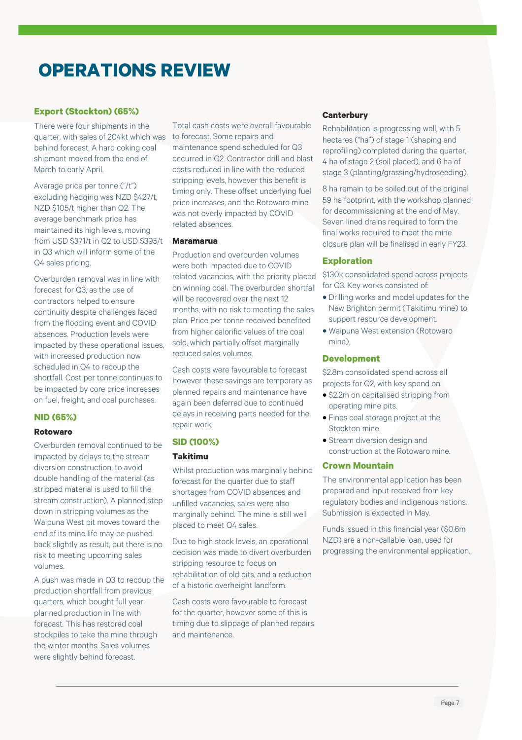# OPERATIONS REVIEW

## Export (Stockton) (65%)

There were four shipments in the quarter, with sales of 204kt which was behind forecast. A hard coking coal shipment moved from the end of March to early April.

Average price per tonne ("/t") excluding hedging was NZD $427/t, NZD $105/t higher than Q2. The average benchmark price has maintained its high levels, moving from USD $371/t in Q2 to USD $395/t in Q3 which will inform some of the Q4 sales pricing.

Overburden removal was in line with forecast for Q3, as the use of contractors helped to ensure continuity despite challenges faced from the flooding event and COVID absences. Production levels were impacted by these operational issues, with increased production now scheduled in Q4 to recoup the shortfall. Cost per tonne continues to be impacted by core price increases on fuel, freight, and coal purchases.

## NID (65%)

### Rotowaro

Overburden removal continued to be impacted by delays to the stream diversion construction, to avoid double handling of the material (as stripped material is used to fill the stream construction). A planned step down in stripping volumes as the Waipuna West pit moves toward the end of its mine life may be pushed back slightly as result, but there is no risk to meeting upcoming sales volumes.

A push was made in Q3 to recoup the production shortfall from previous quarters, which bought full year planned production in line with forecast. This has restored coal stockpiles to take the mine through the winter months. Sales volumes were slightly behind forecast.

Total cash costs were overall favourable to forecast. Some repairs and maintenance spend scheduled for Q3 occurred in Q2. Contractor drill and blast costs reduced in line with the reduced stripping levels, however this benefit is timing only. These offset underlying fuel price increases, and the Rotowaro mine was not overly impacted by COVID related absences.

### Maramarua

Production and overburden volumes were both impacted due to COVID related vacancies, with the priority placed on winning coal. The overburden shortfall will be recovered over the next 12 months, with no risk to meeting the sales plan. Price per tonne received benefited from higher calorific values of the coal sold, which partially offset marginally reduced sales volumes.

Cash costs were favourable to forecast however these savings are temporary as planned repairs and maintenance have again been deferred due to continued delays in receiving parts needed for the repair work.

## SID (100%)

### Takitimu

Whilst production was marginally behind forecast for the quarter due to staff shortages from COVID absences and unfilled vacancies, sales were also marginally behind. The mine is still well placed to meet Q4 sales.

Due to high stock levels, an operational decision was made to divert overburden stripping resource to focus on rehabilitation of old pits, and a reduction of a historic overheight landform.

Cash costs were favourable to forecast for the quarter, however some of this is timing due to slippage of planned repairs and maintenance.

### Canterbury

Rehabilitation is progressing well, with 5 hectares ("ha") of stage 1 (shaping and reprofiling) completed during the quarter, 4 ha of stage 2 (soil placed), and 6 ha of stage 3 (planting/grassing/hydroseeding).

8 ha remain to be soiled out of the original 59 ha footprint, with the workshop planned for decommissioning at the end of May. Seven lined drains required to form the final works required to meet the mine closure plan will be finalised in early FY23.

## Exploration

$130k consolidated spend across projects for Q3. Key works consisted of:

- Drilling works and model updates for the New Brighton permit (Takitimu mine) to support resource development.
- Waipuna West extension (Rotowaro mine).

## Development

$2.8m consolidated spend across all projects for Q2, with key spend on:

- $2.2m on capitalised stripping from operating mine pits.
- Fines coal storage project at the Stockton mine.
- Stream diversion design and construction at the Rotowaro mine.

## Crown Mountain

The environmental application has been prepared and input received from key regulatory bodies and indigenous nations. Submission is expected in May.

Funds issued in this financial year ($0.6m NZD) are a non-callable loan, used for progressing the environmental application.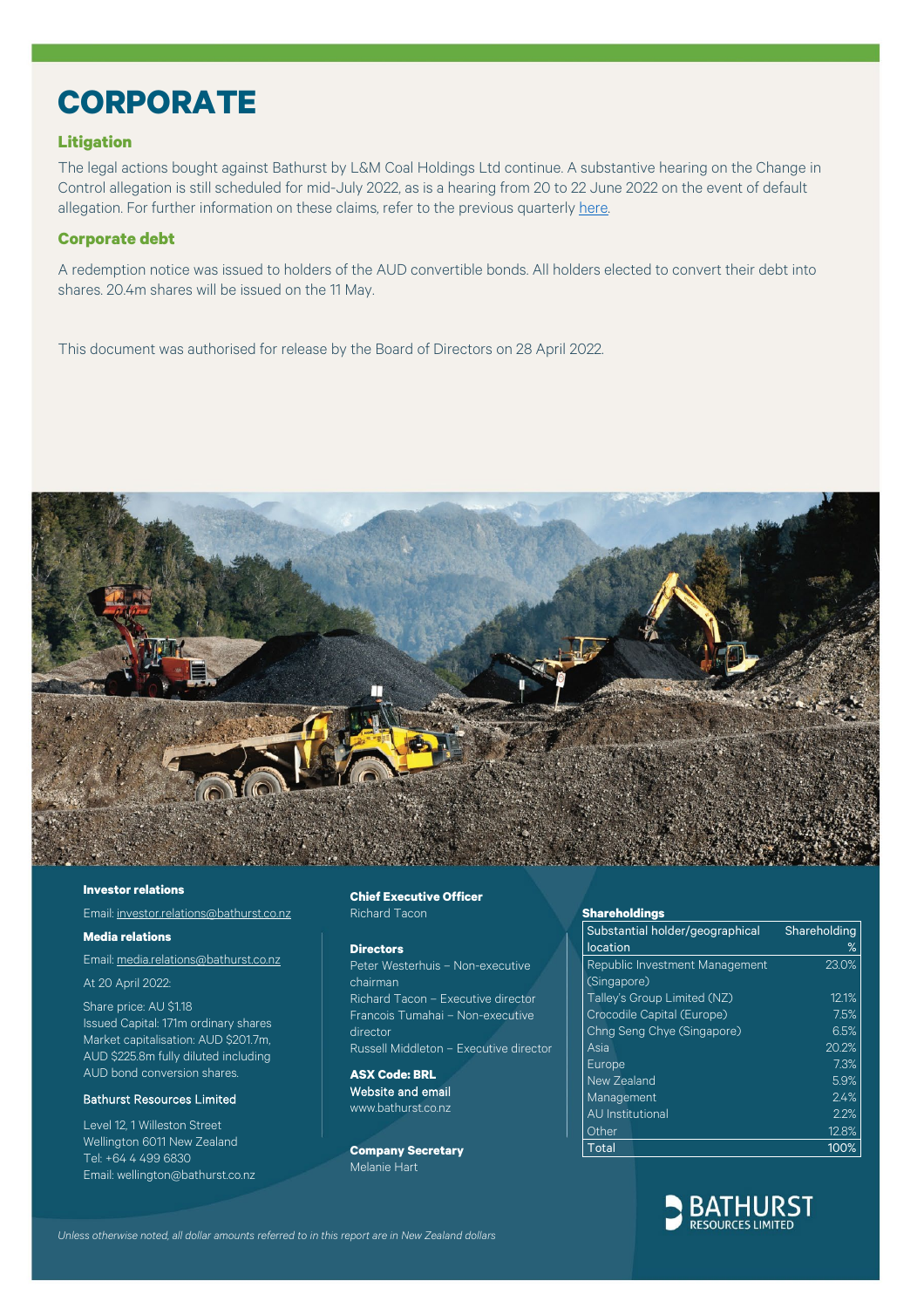# CORPORATE

## Litigation

The legal actions bought against Bathurst by L&M Coal Holdings Ltd continue. A substantive hearing on the Change in Control allegation is still scheduled for mid-July 2022, as is a hearing from 20 to 22 June 2022 on the event of default allegation. For further information on these claims, refer to the previous quarterly here.

## Corporate debt

A redemption notice was issued to holders of the AUD convertible bonds. All holders elected to convert their debt into shares. 20.4m shares will be issued on the 11 May.

This document was authorised for release by the Board of Directors on 28 April 2022.

**Investor relations**

Email: investor.relations@bathurst.co.nz

**Media relations**

Email: media.relations@bathurst.co.nz

At 20 April 2022:

Share price: AU $1.18
Issued Capital: 171m ordinary shares
Market capitalisation: AUD $201.7m, AUD $225.8m fully diluted including AUD bond conversion shares.

**Bathurst Resources Limited**

Level 12, 1 Willeston Street
Wellington 6011 New Zealand
Tel: +64 4 499 6830
Email: wellington@bathurst.co.nz

**Chief Executive Officer**
Richard Tacon

**Directors**
Peter Westerhuis – Non-executive chairman
Richard Tacon – Executive director
Francois Tumahai – Non-executive director
Russell Middleton – Executive director

**ASX Code: BRL**

**Website and email**
www.bathurst.co.nz

**Company Secretary**
Melanie Hart

**Shareholdings**

| Substantial holder/geographical location | Shareholding % |
|---|---|
| Republic Investment Management (Singapore) | 23.0% |
| Talley's Group Limited (NZ) | 12.1% |
| Crocodile Capital (Europe) | 7.5% |
| Chng Seng Chye (Singapore) | 6.5% |
| Asia | 20.2% |
| Europe | 7.3% |
| New Zealand | 5.9% |
| Management | 2.4% |
| AU Institutional | 2.2% |
| Other | 12.8% |
| Total | 100% |

*Unless otherwise noted, all dollar amounts referred to in this report are in New Zealand dollars*